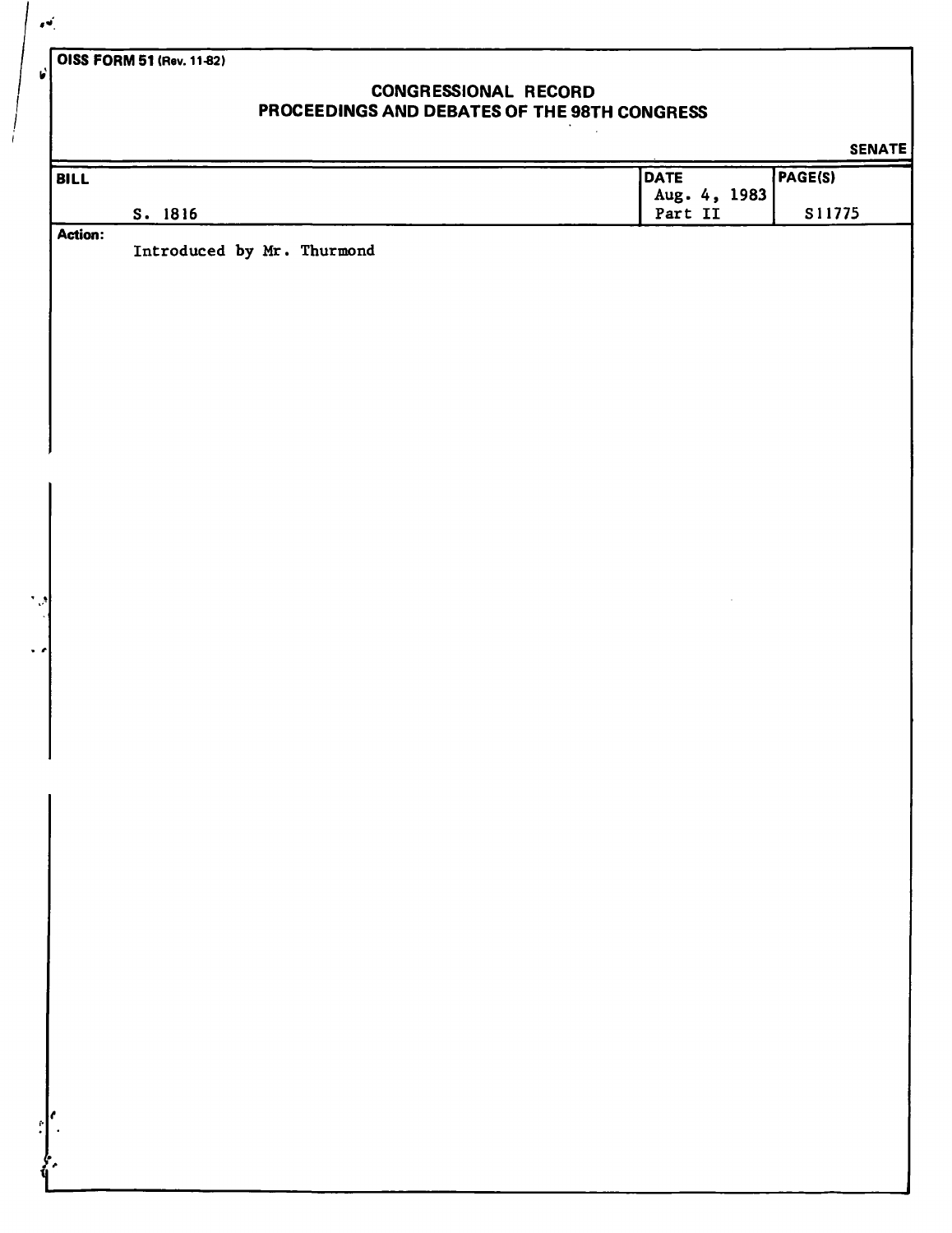OISS FORM 51 (Rev. 11-82)

# CONGRESSIONAL RECORD
## PROCEEDINGS AND DEBATES OF THE 98TH CONGRESS

SENATE

| BILL | DATE | PAGE(S) |
|---|---|---|
| S. 1816 | Aug. 4, 1983 Part II | S11775 |

**Action:**

Introduced by Mr. Thurmond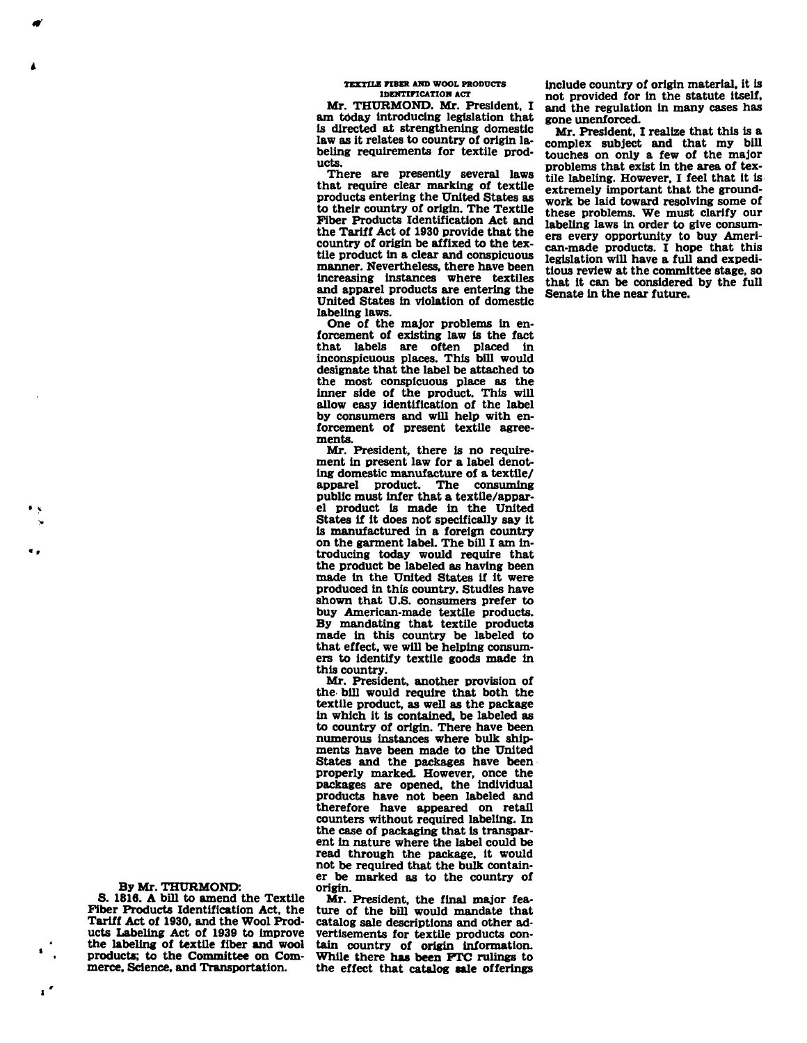By Mr. THURMOND:

S. 1816. A bill to amend the Textile Fiber Products Identification Act, the Tariff Act of 1930, and the Wool Products Labeling Act of 1939 to improve the labeling of textile fiber and wool products; to the Committee on Commerce, Science, and Transportation.

TEXTILE FIBER AND WOOL PRODUCTS IDENTIFICATION ACT

Mr. THURMOND. Mr. President, I am today introducing legislation that is directed at strengthening domestic law as it relates to country of origin labeling requirements for textile products.

There are presently several laws that require clear marking of textile products entering the United States as to their country of origin. The Textile Fiber Products Identification Act and the Tariff Act of 1930 provide that the country of origin be affixed to the textile product in a clear and conspicuous manner. Nevertheless, there have been increasing instances where textiles and apparel products are entering the United States in violation of domestic labeling laws.

One of the major problems in enforcement of existing law is the fact that labels are often placed in inconspicuous places. This bill would designate that the label be attached to the most conspicuous place as the inner side of the product. This will allow easy identification of the label by consumers and will help with enforcement of present textile agreements.

Mr. President, there is no requirement in present law for a label denoting domestic manufacture of a textile/apparel product. The consuming public must infer that a textile/apparel product is made in the United States if it does not specifically say it is manufactured in a foreign country on the garment label. The bill I am introducing today would require that the product be labeled as having been made in the United States if it were produced in this country. Studies have shown that U.S. consumers prefer to buy American-made textile products. By mandating that textile products made in this country be labeled to that effect, we will be helping consumers to identify textile goods made in this country.

Mr. President, another provision of the bill would require that both the textile product, as well as the package in which it is contained, be labeled as to country of origin. There have been numerous instances where bulk shipments have been made to the United States and the packages have been properly marked. However, once the packages are opened, the individual products have not been labeled and therefore have appeared on retail counters without required labeling. In the case of packaging that is transparent in nature where the label could be read through the package, it would not be required that the bulk container be marked as to the country of origin.

Mr. President, the final major feature of the bill would mandate that catalog sale descriptions and other advertisements for textile products contain country of origin information. While there has been FTC rulings to the effect that catalog sale offerings include country of origin material, it is not provided for in the statute itself, and the regulation in many cases has gone unenforced.

Mr. President, I realize that this is a complex subject and that my bill touches on only a few of the major problems that exist in the area of textile labeling. However, I feel that it is extremely important that the groundwork be laid toward resolving some of these problems. We must clarify our labeling laws in order to give consumers every opportunity to buy American-made products. I hope that this legislation will have a full and expeditious review at the committee stage, so that it can be considered by the full Senate in the near future.